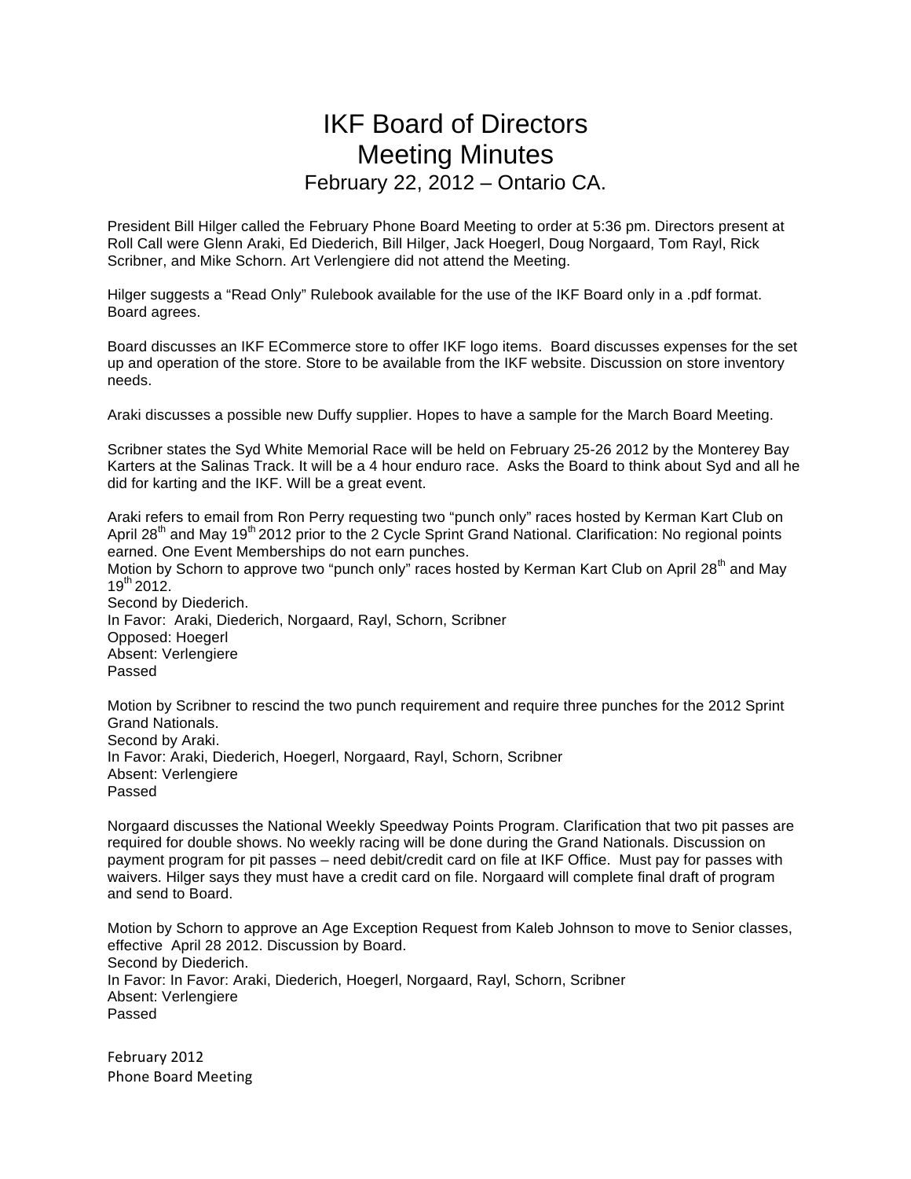# IKF Board of Directors
# Meeting Minutes
## February 22, 2012 – Ontario CA.

President Bill Hilger called the February Phone Board Meeting to order at 5:36 pm. Directors present at Roll Call were Glenn Araki, Ed Diederich, Bill Hilger, Jack Hoegerl, Doug Norgaard, Tom Rayl, Rick Scribner, and Mike Schorn. Art Verlengiere did not attend the Meeting.

Hilger suggests a "Read Only" Rulebook available for the use of the IKF Board only in a .pdf format. Board agrees.

Board discusses an IKF ECommerce store to offer IKF logo items. Board discusses expenses for the set up and operation of the store. Store to be available from the IKF website. Discussion on store inventory needs.

Araki discusses a possible new Duffy supplier. Hopes to have a sample for the March Board Meeting.

Scribner states the Syd White Memorial Race will be held on February 25-26 2012 by the Monterey Bay Karters at the Salinas Track. It will be a 4 hour enduro race. Asks the Board to think about Syd and all he did for karting and the IKF. Will be a great event.

Araki refers to email from Ron Perry requesting two "punch only" races hosted by Kerman Kart Club on April 28th and May 19th 2012 prior to the 2 Cycle Sprint Grand National. Clarification: No regional points earned. One Event Memberships do not earn punches.
Motion by Schorn to approve two "punch only" races hosted by Kerman Kart Club on April 28th and May 19th 2012.
Second by Diederich.
In Favor: Araki, Diederich, Norgaard, Rayl, Schorn, Scribner
Opposed: Hoegerl
Absent: Verlengiere
Passed

Motion by Scribner to rescind the two punch requirement and require three punches for the 2012 Sprint Grand Nationals.
Second by Araki.
In Favor: Araki, Diederich, Hoegerl, Norgaard, Rayl, Schorn, Scribner
Absent: Verlengiere
Passed

Norgaard discusses the National Weekly Speedway Points Program. Clarification that two pit passes are required for double shows. No weekly racing will be done during the Grand Nationals. Discussion on payment program for pit passes – need debit/credit card on file at IKF Office. Must pay for passes with waivers. Hilger says they must have a credit card on file. Norgaard will complete final draft of program and send to Board.

Motion by Schorn to approve an Age Exception Request from Kaleb Johnson to move to Senior classes, effective April 28 2012. Discussion by Board.
Second by Diederich.
In Favor: In Favor: Araki, Diederich, Hoegerl, Norgaard, Rayl, Schorn, Scribner
Absent: Verlengiere
Passed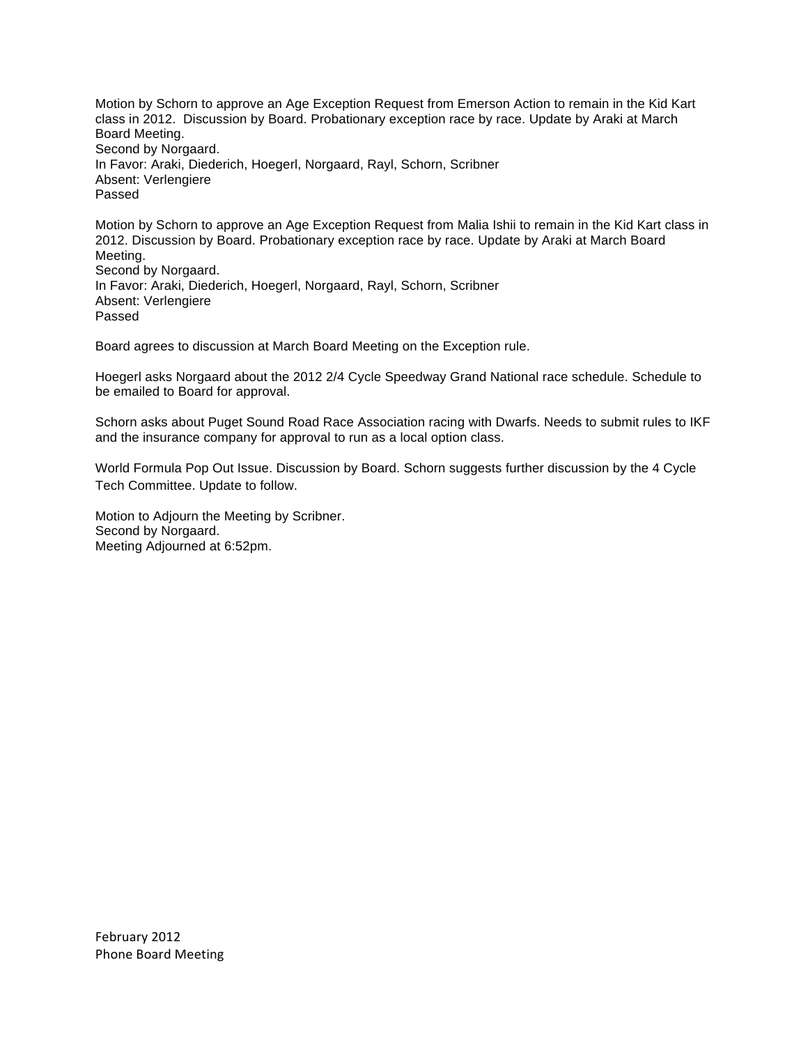Motion by Schorn to approve an Age Exception Request from Emerson Action to remain in the Kid Kart class in 2012. Discussion by Board. Probationary exception race by race. Update by Araki at March Board Meeting.
Second by Norgaard.
In Favor: Araki, Diederich, Hoegerl, Norgaard, Rayl, Schorn, Scribner
Absent: Verlengiere
Passed

Motion by Schorn to approve an Age Exception Request from Malia Ishii to remain in the Kid Kart class in 2012. Discussion by Board. Probationary exception race by race. Update by Araki at March Board Meeting.
Second by Norgaard.
In Favor: Araki, Diederich, Hoegerl, Norgaard, Rayl, Schorn, Scribner
Absent: Verlengiere
Passed

Board agrees to discussion at March Board Meeting on the Exception rule.

Hoegerl asks Norgaard about the 2012 2/4 Cycle Speedway Grand National race schedule. Schedule to be emailed to Board for approval.

Schorn asks about Puget Sound Road Race Association racing with Dwarfs. Needs to submit rules to IKF and the insurance company for approval to run as a local option class.

World Formula Pop Out Issue. Discussion by Board. Schorn suggests further discussion by the 4 Cycle Tech Committee. Update to follow.

Motion to Adjourn the Meeting by Scribner.
Second by Norgaard.
Meeting Adjourned at 6:52pm.